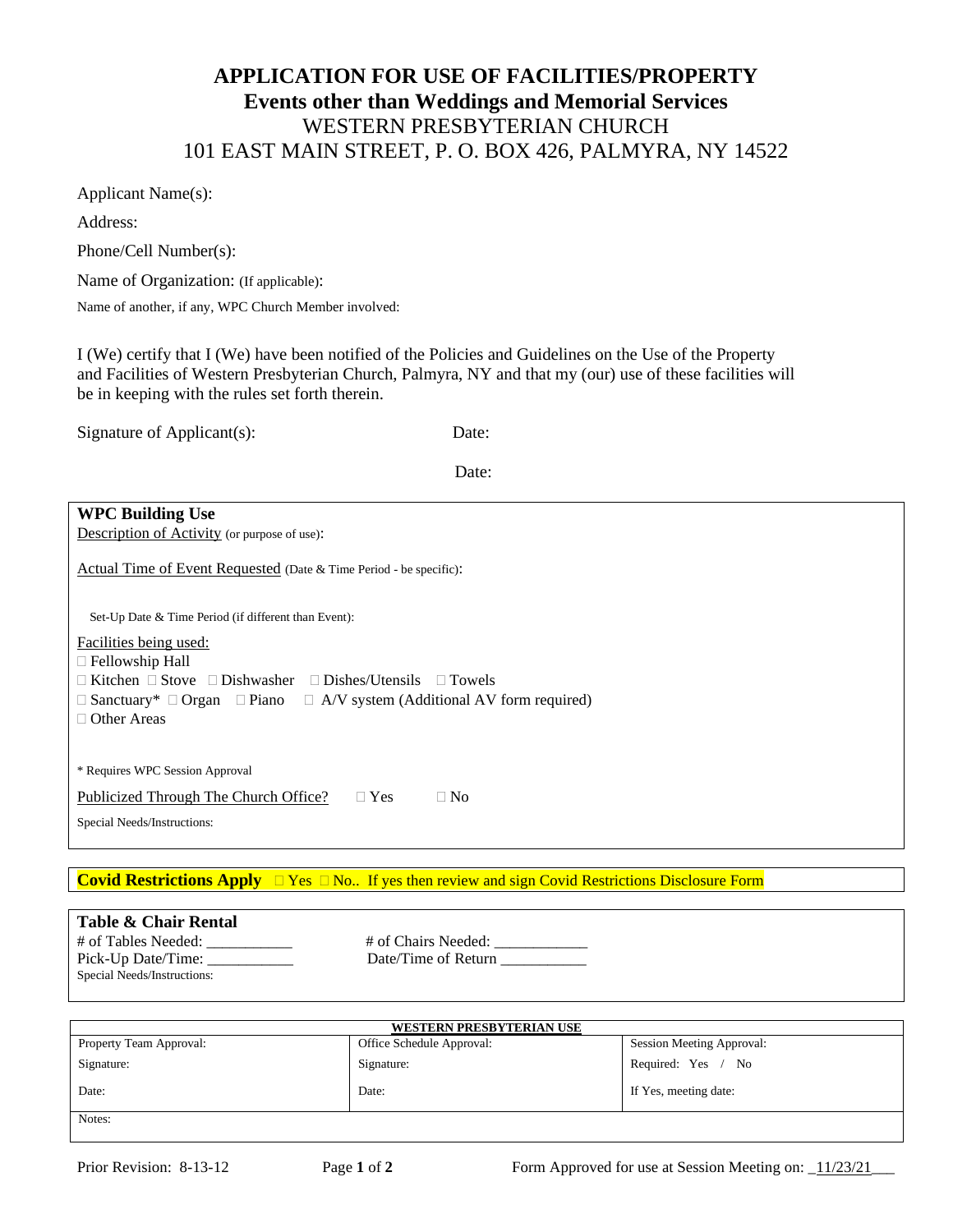# APPLICATION FOR USE OF FACILITIES/PROPERTY

## Events other than Weddings and Memorial Services

WESTERN PRESBYTERIAN CHURCH
101 EAST MAIN STREET, P. O. BOX 426, PALMYRA, NY 14522

Applicant Name(s):

Address:

Phone/Cell Number(s):

Name of Organization: (If applicable):

Name of another, if any, WPC Church Member involved:

I (We) certify that I (We) have been notified of the Policies and Guidelines on the Use of the Property and Facilities of Western Presbyterian Church, Palmyra, NY and that my (our) use of these facilities will be in keeping with the rules set forth therein.

Signature of Applicant(s): Date:

Date:

---

**WPC Building Use**

Description of Activity (or purpose of use):

Actual Time of Event Requested (Date & Time Period - be specific):

Set-Up Date & Time Period (if different than Event):

Facilities being used:

- ☐ Fellowship Hall
- ☐ Kitchen ☐ Stove ☐ Dishwasher ☐ Dishes/Utensils ☐ Towels
- ☐ Sanctuary* ☐ Organ ☐ Piano ☐ A/V system (Additional AV form required)
- ☐ Other Areas

\* Requires WPC Session Approval

Publicized Through The Church Office? ☐ Yes ☐ No

Special Needs/Instructions:

---

**Covid Restrictions Apply** ☐ Yes ☐ No.. If yes then review and sign Covid Restrictions Disclosure Form

---

**Table & Chair Rental**

# of Tables Needed: __________ # of Chairs Needed: ___________

Pick-Up Date/Time: __________ Date/Time of Return __________

Special Needs/Instructions:

---

| WESTERN PRESBYTERIAN USE | | |
|---|---|---|
| Property Team Approval: | Office Schedule Approval: | Session Meeting Approval: |
| Signature: | Signature: | Required: Yes / No |
| Date: | Date: | If Yes, meeting date: |
| Notes: | | |

Prior Revision: 8-13-12 Form Approved for use at Session Meeting on: _11/23/21___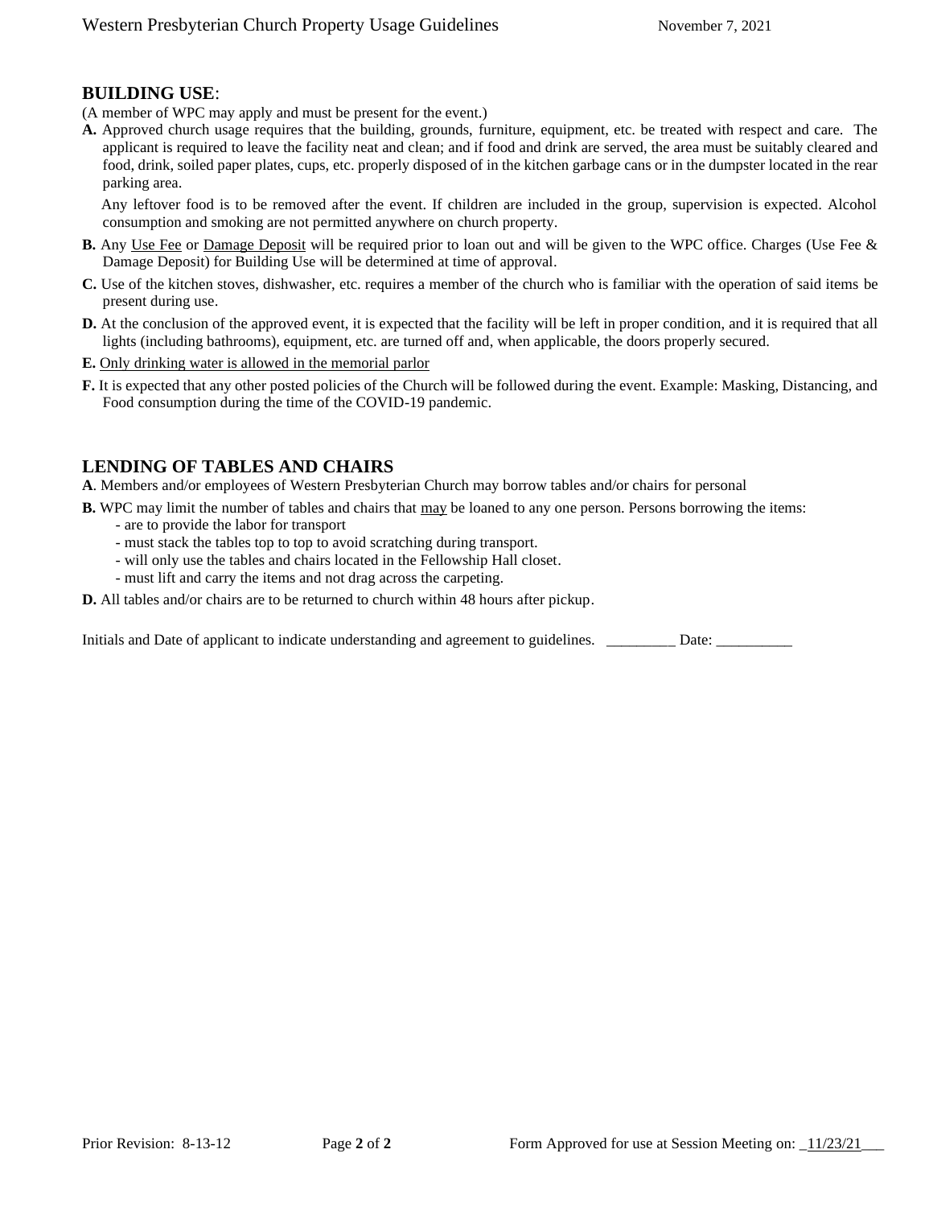## BUILDING USE:

(A member of WPC may apply and must be present for the event.)

**A.** Approved church usage requires that the building, grounds, furniture, equipment, etc. be treated with respect and care. The applicant is required to leave the facility neat and clean; and if food and drink are served, the area must be suitably cleared and food, drink, soiled paper plates, cups, etc. properly disposed of in the kitchen garbage cans or in the dumpster located in the rear parking area.

Any leftover food is to be removed after the event. If children are included in the group, supervision is expected. Alcohol consumption and smoking are not permitted anywhere on church property.

**B.** Any <u>Use Fee</u> or <u>Damage Deposit</u> will be required prior to loan out and will be given to the WPC office. Charges (Use Fee & Damage Deposit) for Building Use will be determined at time of approval.

**C.** Use of the kitchen stoves, dishwasher, etc. requires a member of the church who is familiar with the operation of said items be present during use.

**D.** At the conclusion of the approved event, it is expected that the facility will be left in proper condition, and it is required that all lights (including bathrooms), equipment, etc. are turned off and, when applicable, the doors properly secured.

**E.** <u>Only drinking water is allowed in the memorial parlor</u>

**F.** It is expected that any other posted policies of the Church will be followed during the event. Example: Masking, Distancing, and Food consumption during the time of the COVID-19 pandemic.

## LENDING OF TABLES AND CHAIRS

**A**. Members and/or employees of Western Presbyterian Church may borrow tables and/or chairs for personal

**B.** WPC may limit the number of tables and chairs that <u>may</u> be loaned to any one person. Persons borrowing the items:

- are to provide the labor for transport
- must stack the tables top to top to avoid scratching during transport.
- will only use the tables and chairs located in the Fellowship Hall closet.
- must lift and carry the items and not drag across the carpeting.

**D.** All tables and/or chairs are to be returned to church within 48 hours after pickup.

Initials and Date of applicant to indicate understanding and agreement to guidelines. _________ Date: __________

Prior Revision: 8-13-12

Form Approved for use at Session Meeting on: _<u>11/23/21</u>___